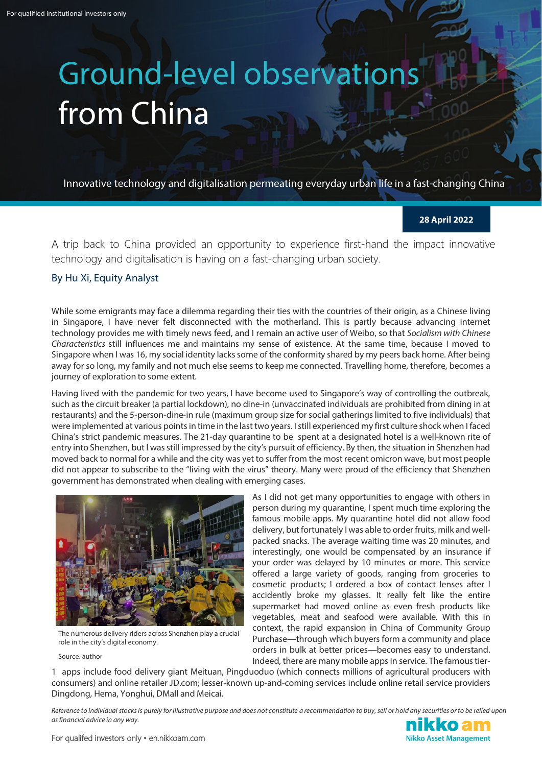For qualified institutional investors only

# Ground-level observations from China

Innovative technology and digitalisation permeating everyday urban life in a fast-changing China

**28 April 2022**

A trip back to China provided an opportunity to experience first-hand the impact innovative technology and digitalisation is having on a fast-changing urban society.

By Hu Xi, Equity Analyst

While some emigrants may face a dilemma regarding their ties with the countries of their origin, as a Chinese living in Singapore, I have never felt disconnected with the motherland. This is partly because advancing internet technology provides me with timely news feed, and I remain an active user of Weibo, so that *Socialism with Chinese Characteristics* still influences me and maintains my sense of existence. At the same time, because I moved to Singapore when I was 16, my social identity lacks some of the conformity shared by my peers back home. After being away for so long, my family and not much else seems to keep me connected. Travelling home, therefore, becomes a journey of exploration to some extent.

Having lived with the pandemic for two years, I have become used to Singapore's way of controlling the outbreak, such as the circuit breaker (a partial lockdown), no dine-in (unvaccinated individuals are prohibited from dining in at restaurants) and the 5-person-dine-in rule (maximum group size for social gatherings limited to five individuals) that were implemented at various points in time in the last two years. I still experienced my first culture shock when I faced China's strict pandemic measures. The 21-day quarantine to be spent at a designated hotel is a well-known rite of entry into Shenzhen, but I was still impressed by the city's pursuit of efficiency. By then, the situation in Shenzhen had moved back to normal for a while and the city was yet to suffer from the most recent omicron wave, but most people did not appear to subscribe to the "living with the virus" theory. Many were proud of the efficiency that Shenzhen government has demonstrated when dealing with emerging cases.

The numerous delivery riders across Shenzhen play a crucial role in the city's digital economy.

Source: author

As I did not get many opportunities to engage with others in person during my quarantine, I spent much time exploring the famous mobile apps. My quarantine hotel did not allow food delivery, but fortunately I was able to order fruits, milk and well-packed snacks. The average waiting time was 20 minutes, and interestingly, one would be compensated by an insurance if your order was delayed by 10 minutes or more. This service offered a large variety of goods, ranging from groceries to cosmetic products; I ordered a box of contact lenses after I accidently broke my glasses. It really felt like the entire supermarket had moved online as even fresh products like vegetables, meat and seafood were available. With this in context, the rapid expansion in China of Community Group Purchase—through which buyers form a community and place orders in bulk at better prices—becomes easy to understand. Indeed, there are many mobile apps in service. The famous tier-1 apps include food delivery giant Meituan, Pingduoduo (which connects millions of agricultural producers with consumers) and online retailer JD.com; lesser-known up-and-coming services include online retail service providers Dingdong, Hema, Yonghui, DMall and Meicai.

*Reference to individual stocks is purely for illustrative purpose and does not constitute a recommendation to buy, sell or hold any securities or to be relied upon as financial advice in any way.*

For qualifed investors only • en.nikkoam.com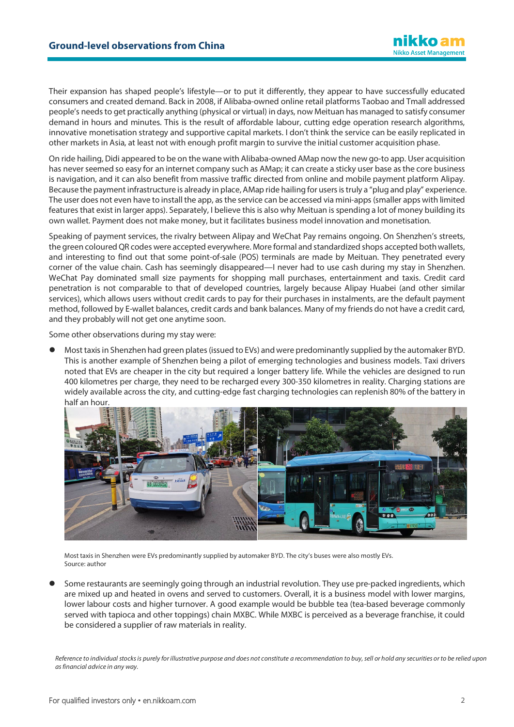Their expansion has shaped people's lifestyle—or to put it differently, they appear to have successfully educated consumers and created demand. Back in 2008, if Alibaba-owned online retail platforms Taobao and Tmall addressed people's needs to get practically anything (physical or virtual) in days, now Meituan has managed to satisfy consumer demand in hours and minutes. This is the result of affordable labour, cutting edge operation research algorithms, innovative monetisation strategy and supportive capital markets. I don't think the service can be easily replicated in other markets in Asia, at least not with enough profit margin to survive the initial customer acquisition phase.

On ride hailing, Didi appeared to be on the wane with Alibaba-owned AMap now the new go-to app. User acquisition has never seemed so easy for an internet company such as AMap; it can create a sticky user base as the core business is navigation, and it can also benefit from massive traffic directed from online and mobile payment platform Alipay. Because the payment infrastructure is already in place, AMap ride hailing for users is truly a "plug and play" experience. The user does not even have to install the app, as the service can be accessed via mini-apps (smaller apps with limited features that exist in larger apps). Separately, I believe this is also why Meituan is spending a lot of money building its own wallet. Payment does not make money, but it facilitates business model innovation and monetisation.

Speaking of payment services, the rivalry between Alipay and WeChat Pay remains ongoing. On Shenzhen's streets, the green coloured QR codes were accepted everywhere. More formal and standardized shops accepted both wallets, and interesting to find out that some point-of-sale (POS) terminals are made by Meituan. They penetrated every corner of the value chain. Cash has seemingly disappeared—I never had to use cash during my stay in Shenzhen. WeChat Pay dominated small size payments for shopping mall purchases, entertainment and taxis. Credit card penetration is not comparable to that of developed countries, largely because Alipay Huabei (and other similar services), which allows users without credit cards to pay for their purchases in instalments, are the default payment method, followed by E-wallet balances, credit cards and bank balances. Many of my friends do not have a credit card, and they probably will not get one anytime soon.

Some other observations during my stay were:

- Most taxis in Shenzhen had green plates (issued to EVs) and were predominantly supplied by the automaker BYD. This is another example of Shenzhen being a pilot of emerging technologies and business models. Taxi drivers noted that EVs are cheaper in the city but required a longer battery life. While the vehicles are designed to run 400 kilometres per charge, they need to be recharged every 300-350 kilometres in reality. Charging stations are widely available across the city, and cutting-edge fast charging technologies can replenish 80% of the battery in half an hour.

Most taxis in Shenzhen were EVs predominantly supplied by automaker BYD. The city's buses were also mostly EVs.
Source: author

- Some restaurants are seemingly going through an industrial revolution. They use pre-packed ingredients, which are mixed up and heated in ovens and served to customers. Overall, it is a business model with lower margins, lower labour costs and higher turnover. A good example would be bubble tea (tea-based beverage commonly served with tapioca and other toppings) chain MXBC. While MXBC is perceived as a beverage franchise, it could be considered a supplier of raw materials in reality.

*Reference to individual stocks is purely for illustrative purpose and does not constitute a recommendation to buy, sell or hold any securities or to be relied upon as financial advice in any way.*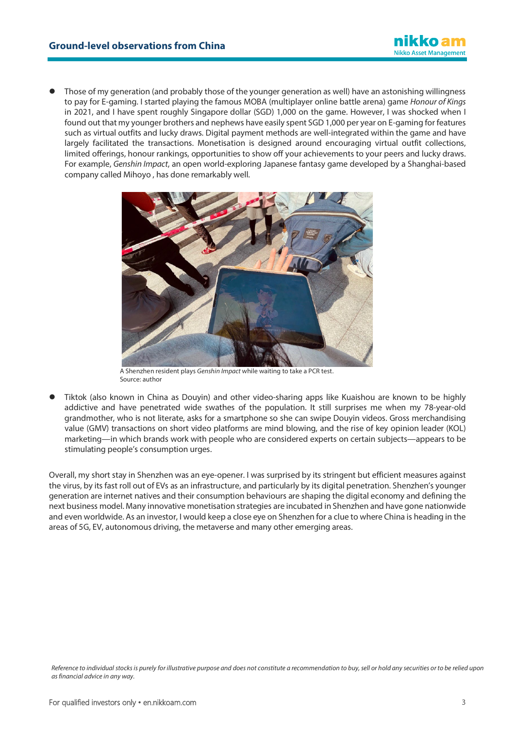- Those of my generation (and probably those of the younger generation as well) have an astonishing willingness to pay for E-gaming. I started playing the famous MOBA (multiplayer online battle arena) game *Honour of Kings* in 2021, and I have spent roughly Singapore dollar (SGD) 1,000 on the game. However, I was shocked when I found out that my younger brothers and nephews have easily spent SGD 1,000 per year on E-gaming for features such as virtual outfits and lucky draws. Digital payment methods are well-integrated within the game and have largely facilitated the transactions. Monetisation is designed around encouraging virtual outfit collections, limited offerings, honour rankings, opportunities to show off your achievements to your peers and lucky draws. For example, *Genshin Impact*, an open world-exploring Japanese fantasy game developed by a Shanghai-based company called Mihoyo , has done remarkably well.

A Shenzhen resident plays *Genshin Impact* while waiting to take a PCR test.
Source: author

- Tiktok (also known in China as Douyin) and other video-sharing apps like Kuaishou are known to be highly addictive and have penetrated wide swathes of the population. It still surprises me when my 78-year-old grandmother, who is not literate, asks for a smartphone so she can swipe Douyin videos. Gross merchandising value (GMV) transactions on short video platforms are mind blowing, and the rise of key opinion leader (KOL) marketing—in which brands work with people who are considered experts on certain subjects—appears to be stimulating people's consumption urges.

Overall, my short stay in Shenzhen was an eye-opener. I was surprised by its stringent but efficient measures against the virus, by its fast roll out of EVs as an infrastructure, and particularly by its digital penetration. Shenzhen's younger generation are internet natives and their consumption behaviours are shaping the digital economy and defining the next business model. Many innovative monetisation strategies are incubated in Shenzhen and have gone nationwide and even worldwide. As an investor, I would keep a close eye on Shenzhen for a clue to where China is heading in the areas of 5G, EV, autonomous driving, the metaverse and many other emerging areas.

*Reference to individual stocks is purely for illustrative purpose and does not constitute a recommendation to buy, sell or hold any securities or to be relied upon as financial advice in any way.*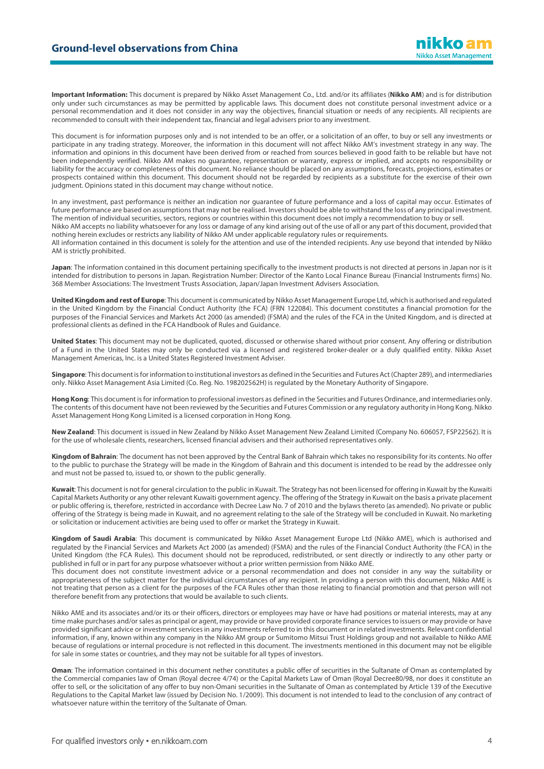**Important Information:** This document is prepared by Nikko Asset Management Co., Ltd. and/or its affiliates (**Nikko AM**) and is for distribution only under such circumstances as may be permitted by applicable laws. This document does not constitute personal investment advice or a personal recommendation and it does not consider in any way the objectives, financial situation or needs of any recipients. All recipients are recommended to consult with their independent tax, financial and legal advisers prior to any investment.

This document is for information purposes only and is not intended to be an offer, or a solicitation of an offer, to buy or sell any investments or participate in any trading strategy. Moreover, the information in this document will not affect Nikko AM's investment strategy in any way. The information and opinions in this document have been derived from or reached from sources believed in good faith to be reliable but have not been independently verified. Nikko AM makes no guarantee, representation or warranty, express or implied, and accepts no responsibility or liability for the accuracy or completeness of this document. No reliance should be placed on any assumptions, forecasts, projections, estimates or prospects contained within this document. This document should not be regarded by recipients as a substitute for the exercise of their own judgment. Opinions stated in this document may change without notice.

In any investment, past performance is neither an indication nor guarantee of future performance and a loss of capital may occur. Estimates of future performance are based on assumptions that may not be realised. Investors should be able to withstand the loss of any principal investment. The mention of individual securities, sectors, regions or countries within this document does not imply a recommendation to buy or sell.
Nikko AM accepts no liability whatsoever for any loss or damage of any kind arising out of the use of all or any part of this document, provided that nothing herein excludes or restricts any liability of Nikko AM under applicable regulatory rules or requirements.
All information contained in this document is solely for the attention and use of the intended recipients. Any use beyond that intended by Nikko AM is strictly prohibited.

**Japan**: The information contained in this document pertaining specifically to the investment products is not directed at persons in Japan nor is it intended for distribution to persons in Japan. Registration Number: Director of the Kanto Local Finance Bureau (Financial Instruments firms) No. 368 Member Associations: The Investment Trusts Association, Japan/Japan Investment Advisers Association.

**United Kingdom and rest of Europe**: This document is communicated by Nikko Asset Management Europe Ltd, which is authorised and regulated in the United Kingdom by the Financial Conduct Authority (the FCA) (FRN 122084). This document constitutes a financial promotion for the purposes of the Financial Services and Markets Act 2000 (as amended) (FSMA) and the rules of the FCA in the United Kingdom, and is directed at professional clients as defined in the FCA Handbook of Rules and Guidance.

**United States**: This document may not be duplicated, quoted, discussed or otherwise shared without prior consent. Any offering or distribution of a Fund in the United States may only be conducted via a licensed and registered broker-dealer or a duly qualified entity. Nikko Asset Management Americas, Inc. is a United States Registered Investment Adviser.

**Singapore**: This document is for information to institutional investors as defined in the Securities and Futures Act (Chapter 289), and intermediaries only. Nikko Asset Management Asia Limited (Co. Reg. No. 198202562H) is regulated by the Monetary Authority of Singapore.

**Hong Kong**: This document is for information to professional investors as defined in the Securities and Futures Ordinance, and intermediaries only. The contents of this document have not been reviewed by the Securities and Futures Commission or any regulatory authority in Hong Kong. Nikko Asset Management Hong Kong Limited is a licensed corporation in Hong Kong.

**New Zealand**: This document is issued in New Zealand by Nikko Asset Management New Zealand Limited (Company No. 606057, FSP22562). It is for the use of wholesale clients, researchers, licensed financial advisers and their authorised representatives only.

**Kingdom of Bahrain**: The document has not been approved by the Central Bank of Bahrain which takes no responsibility for its contents. No offer to the public to purchase the Strategy will be made in the Kingdom of Bahrain and this document is intended to be read by the addressee only and must not be passed to, issued to, or shown to the public generally.

**Kuwait**: This document is not for general circulation to the public in Kuwait. The Strategy has not been licensed for offering in Kuwait by the Kuwaiti Capital Markets Authority or any other relevant Kuwaiti government agency. The offering of the Strategy in Kuwait on the basis a private placement or public offering is, therefore, restricted in accordance with Decree Law No. 7 of 2010 and the bylaws thereto (as amended). No private or public offering of the Strategy is being made in Kuwait, and no agreement relating to the sale of the Strategy will be concluded in Kuwait. No marketing or solicitation or inducement activities are being used to offer or market the Strategy in Kuwait.

**Kingdom of Saudi Arabia**: This document is communicated by Nikko Asset Management Europe Ltd (Nikko AME), which is authorised and regulated by the Financial Services and Markets Act 2000 (as amended) (FSMA) and the rules of the Financial Conduct Authority (the FCA) in the United Kingdom (the FCA Rules). This document should not be reproduced, redistributed, or sent directly or indirectly to any other party or published in full or in part for any purpose whatsoever without a prior written permission from Nikko AME.
This document does not constitute investment advice or a personal recommendation and does not consider in any way the suitability or appropriateness of the subject matter for the individual circumstances of any recipient. In providing a person with this document, Nikko AME is not treating that person as a client for the purposes of the FCA Rules other than those relating to financial promotion and that person will not therefore benefit from any protections that would be available to such clients.

Nikko AME and its associates and/or its or their officers, directors or employees may have or have had positions or material interests, may at any time make purchases and/or sales as principal or agent, may provide or have provided corporate finance services to issuers or may provide or have provided significant advice or investment services in any investments referred to in this document or in related investments. Relevant confidential information, if any, known within any company in the Nikko AM group or Sumitomo Mitsui Trust Holdings group and not available to Nikko AME because of regulations or internal procedure is not reflected in this document. The investments mentioned in this document may not be eligible for sale in some states or countries, and they may not be suitable for all types of investors.

**Oman**: The information contained in this document nether constitutes a public offer of securities in the Sultanate of Oman as contemplated by the Commercial companies law of Oman (Royal decree 4/74) or the Capital Markets Law of Oman (Royal Decree80/98, nor does it constitute an offer to sell, or the solicitation of any offer to buy non-Omani securities in the Sultanate of Oman as contemplated by Article 139 of the Executive Regulations to the Capital Market law (issued by Decision No. 1/2009). This document is not intended to lead to the conclusion of any contract of whatsoever nature within the territory of the Sultanate of Oman.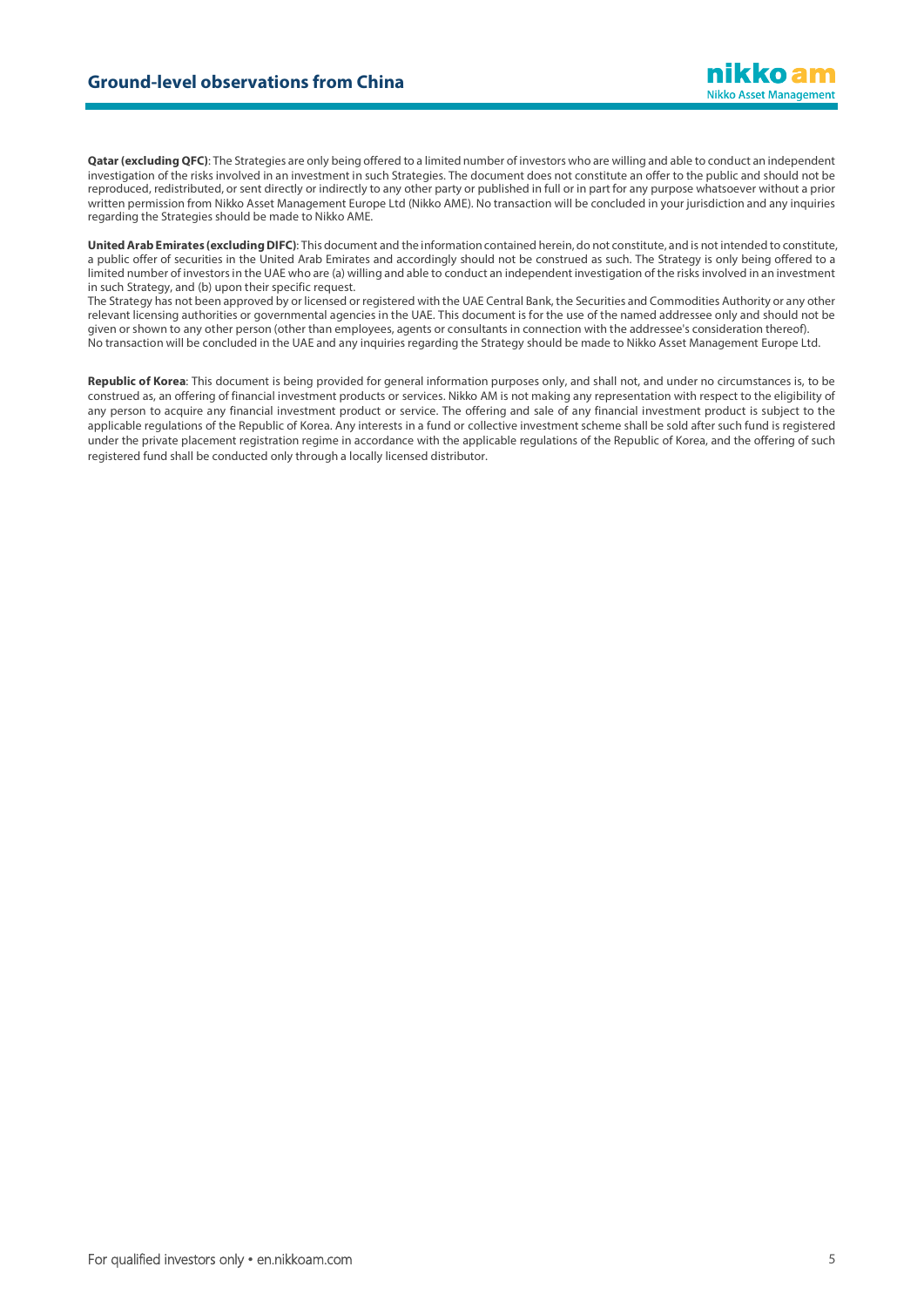**Qatar (excluding QFC)**: The Strategies are only being offered to a limited number of investors who are willing and able to conduct an independent investigation of the risks involved in an investment in such Strategies. The document does not constitute an offer to the public and should not be reproduced, redistributed, or sent directly or indirectly to any other party or published in full or in part for any purpose whatsoever without a prior written permission from Nikko Asset Management Europe Ltd (Nikko AME). No transaction will be concluded in your jurisdiction and any inquiries regarding the Strategies should be made to Nikko AME.

**United Arab Emirates (excluding DIFC)**: This document and the information contained herein, do not constitute, and is not intended to constitute, a public offer of securities in the United Arab Emirates and accordingly should not be construed as such. The Strategy is only being offered to a limited number of investors in the UAE who are (a) willing and able to conduct an independent investigation of the risks involved in an investment in such Strategy, and (b) upon their specific request.
The Strategy has not been approved by or licensed or registered with the UAE Central Bank, the Securities and Commodities Authority or any other relevant licensing authorities or governmental agencies in the UAE. This document is for the use of the named addressee only and should not be given or shown to any other person (other than employees, agents or consultants in connection with the addressee's consideration thereof).
No transaction will be concluded in the UAE and any inquiries regarding the Strategy should be made to Nikko Asset Management Europe Ltd.

**Republic of Korea**: This document is being provided for general information purposes only, and shall not, and under no circumstances is, to be construed as, an offering of financial investment products or services. Nikko AM is not making any representation with respect to the eligibility of any person to acquire any financial investment product or service. The offering and sale of any financial investment product is subject to the applicable regulations of the Republic of Korea. Any interests in a fund or collective investment scheme shall be sold after such fund is registered under the private placement registration regime in accordance with the applicable regulations of the Republic of Korea, and the offering of such registered fund shall be conducted only through a locally licensed distributor.